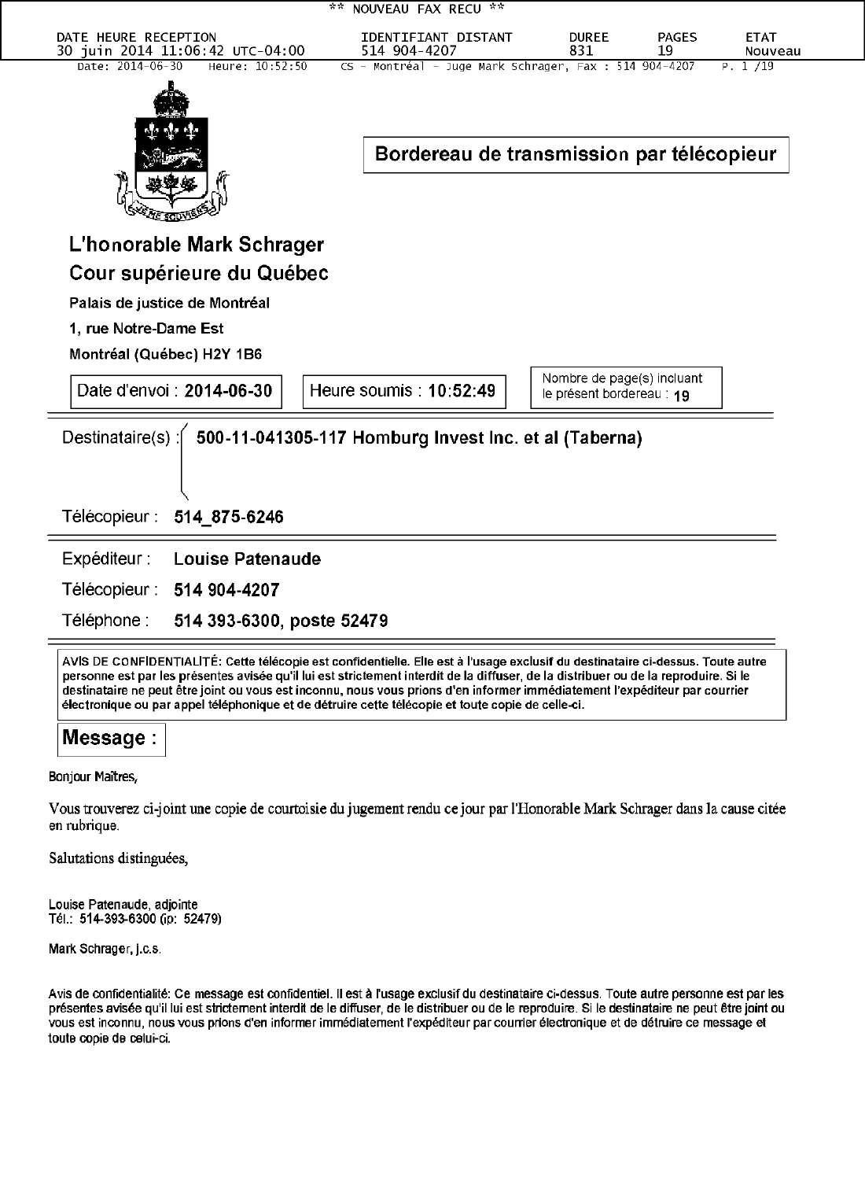** NOUVEAU FAX RECU **

| DATE HEURE RECEPTION | IDENTIFIANT DISTANT | DUREE | PAGES | ETAT |
| --- | --- | --- | --- | --- |
| 30 juin 2014 11:06:42 UTC-04:00 | 514 904-4207 | 831 | 19 | Nouveau |

Date: 2014-06-30 Heure: 10:52:50 CS - Montréal - Juge Mark Schrager, Fax : 514 904-4207

**Bordereau de transmission par télécopieur**

## L'honorable Mark Schrager
## Cour supérieure du Québec

**Palais de justice de Montréal**

**1, rue Notre-Dame Est**

**Montréal (Québec) H2Y 1B6**

Date d'envoi : **2014-06-30** | Heure soumis : **10:52:49** | Nombre de page(s) incluant le présent bordereau : **19**

---

Destinataire(s) : **500-11-041305-117 Homburg Invest Inc. et al (Taberna)**

Télécopieur : **514_875-6246**

---

Expéditeur : **Louise Patenaude**

Télécopieur : **514 904-4207**

Téléphone : **514 393-6300, poste 52479**

---

AVIS DE CONFIDENTIALITÉ: Cette télécopie est confidentielle. Elle est à l'usage exclusif du destinataire ci-dessus. Toute autre personne est par les présentes avisée qu'il lui est strictement interdit de la diffuser, de la distribuer ou de la reproduire. Si le destinataire ne peut être joint ou vous est inconnu, nous vous prions d'en informer immédiatement l'expéditeur par courrier électronique ou par appel téléphonique et de détruire cette télécopie et toute copie de celle-ci.

**Message :**

Bonjour Maîtres,

Vous trouverez ci-joint une copie de courtoisie du jugement rendu ce jour par l'Honorable Mark Schrager dans la cause citée en rubrique.

Salutations distinguées,

Louise Patenaude, adjointe
Tél.: 514-393-6300 (p: 52479)

Mark Schrager, j.c.s.

Avis de confidentialité: Ce message est confidentiel. Il est à l'usage exclusif du destinataire ci-dessus. Toute autre personne est par les présentes avisée qu'il lui est strictement interdit de le diffuser, de le distribuer ou de le reproduire. Si le destinataire ne peut être joint ou vous est inconnu, nous vous prions d'en informer immédiatement l'expéditeur par courrier électronique et de détruire ce message et toute copie de celui-ci.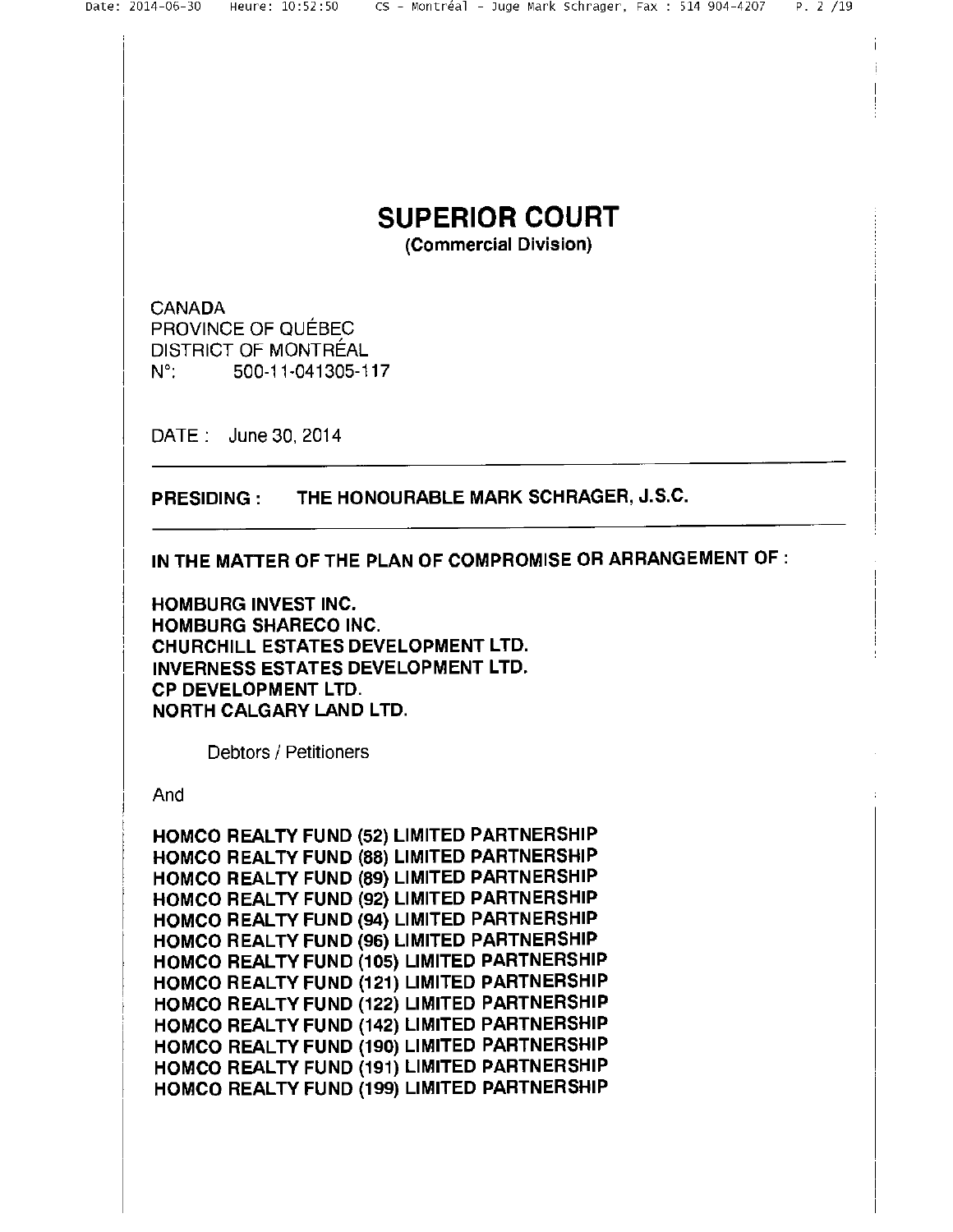# SUPERIOR COURT

**(Commercial Division)**

CANADA
PROVINCE OF QUÉBEC
DISTRICT OF MONTRÉAL
N°: 500-11-041305-117

DATE : June 30, 2014

---

**PRESIDING : THE HONOURABLE MARK SCHRAGER, J.S.C.**

---

**IN THE MATTER OF THE PLAN OF COMPROMISE OR ARRANGEMENT OF :**

**HOMBURG INVEST INC.**
**HOMBURG SHARECO INC.**
**CHURCHILL ESTATES DEVELOPMENT LTD.**
**INVERNESS ESTATES DEVELOPMENT LTD.**
**CP DEVELOPMENT LTD.**
**NORTH CALGARY LAND LTD.**

Debtors / Petitioners

And

**HOMCO REALTY FUND (52) LIMITED PARTNERSHIP**
**HOMCO REALTY FUND (88) LIMITED PARTNERSHIP**
**HOMCO REALTY FUND (89) LIMITED PARTNERSHIP**
**HOMCO REALTY FUND (92) LIMITED PARTNERSHIP**
**HOMCO REALTY FUND (94) LIMITED PARTNERSHIP**
**HOMCO REALTY FUND (96) LIMITED PARTNERSHIP**
**HOMCO REALTY FUND (105) LIMITED PARTNERSHIP**
**HOMCO REALTY FUND (121) LIMITED PARTNERSHIP**
**HOMCO REALTY FUND (122) LIMITED PARTNERSHIP**
**HOMCO REALTY FUND (142) LIMITED PARTNERSHIP**
**HOMCO REALTY FUND (190) LIMITED PARTNERSHIP**
**HOMCO REALTY FUND (191) LIMITED PARTNERSHIP**
**HOMCO REALTY FUND (199) LIMITED PARTNERSHIP**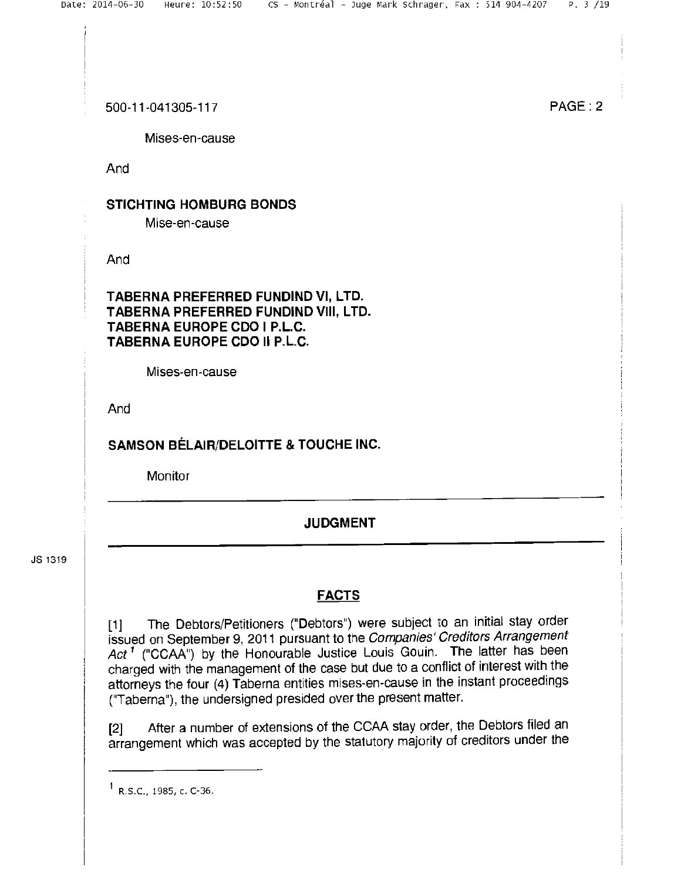Mises-en-cause

And

**STICHTING HOMBURG BONDS**

Mise-en-cause

And

**TABERNA PREFERRED FUNDIND VI, LTD.**
**TABERNA PREFERRED FUNDIND VIII, LTD.**
**TABERNA EUROPE CDO I P.L.C.**
**TABERNA EUROPE CDO II P.L.C.**

Mises-en-cause

And

**SAMSON BÉLAIR/DELOITTE & TOUCHE INC.**

Monitor

---

## JUDGMENT

---

JS 1319

### FACTS

[1] The Debtors/Petitioners ("Debtors") were subject to an initial stay order issued on September 9, 2011 pursuant to the *Companies' Creditors Arrangement Act*[1] ("CCAA") by the Honourable Justice Louis Gouin. The latter has been charged with the management of the case but due to a conflict of interest with the attorneys the four (4) Taberna entities mises-en-cause in the instant proceedings ("Taberna"), the undersigned presided over the present matter.

[2] After a number of extensions of the CCAA stay order, the Debtors filed an arrangement which was accepted by the statutory majority of creditors under the

---

[1] R.S.C., 1985, c. C-36.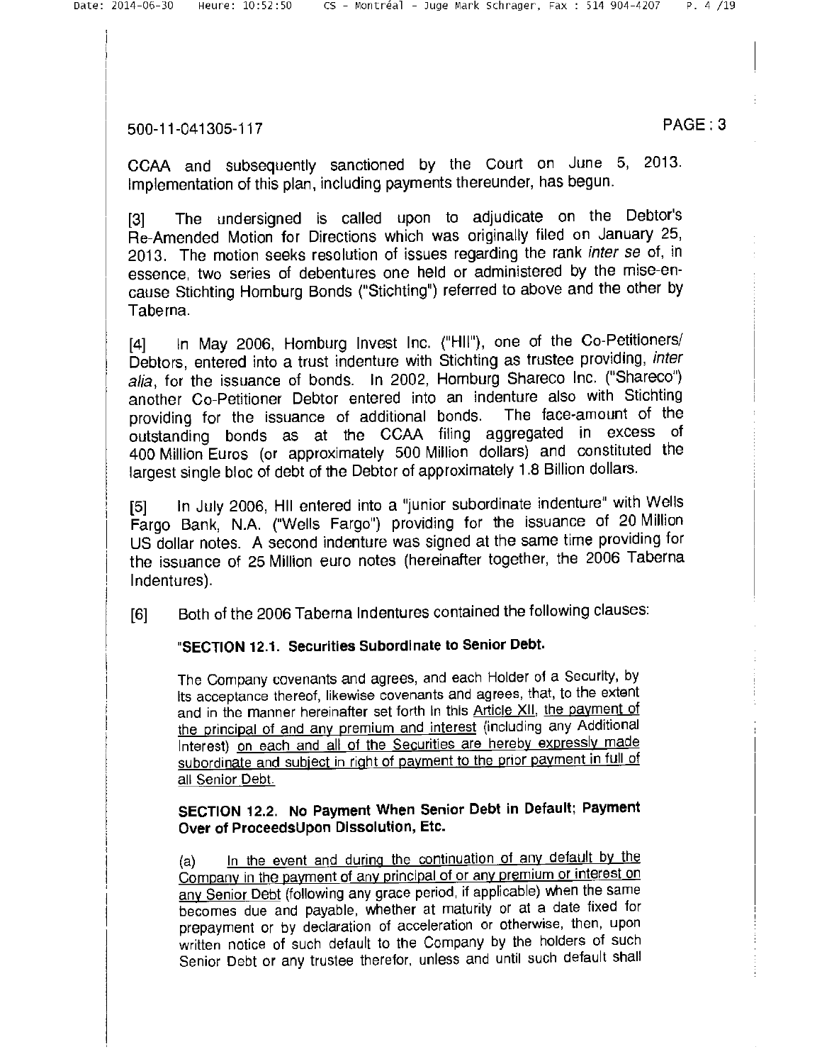CCAA and subsequently sanctioned by the Court on June 5, 2013. Implementation of this plan, including payments thereunder, has begun.

[3] The undersigned is called upon to adjudicate on the Debtor's Re-Amended Motion for Directions which was originally filed on January 25, 2013. The motion seeks resolution of issues regarding the rank *inter se* of, in essence, two series of debentures one held or administered by the mise-en-cause Stichting Homburg Bonds ("Stichting") referred to above and the other by Taberna.

[4] In May 2006, Homburg Invest Inc. ("HII"), one of the Co-Petitioners/ Debtors, entered into a trust indenture with Stichting as trustee providing, *inter alia*, for the issuance of bonds. In 2002, Homburg Shareco Inc. ("Shareco") another Co-Petitioner Debtor entered into an indenture also with Stichting providing for the issuance of additional bonds. The face-amount of the outstanding bonds as at the CCAA filing aggregated in excess of 400 Million Euros (or approximately 500 Million dollars) and constituted the largest single bloc of debt of the Debtor of approximately 1.8 Billion dollars.

[5] In July 2006, HII entered into a "junior subordinate indenture" with Wells Fargo Bank, N.A. ("Wells Fargo") providing for the issuance of 20 Million US dollar notes. A second indenture was signed at the same time providing for the issuance of 25 Million euro notes (hereinafter together, the 2006 Taberna Indentures).

[6] Both of the 2006 Taberna Indentures contained the following clauses:

> "**SECTION 12.1. Securities Subordinate to Senior Debt.**
>
> The Company covenants and agrees, and each Holder of a Security, by its acceptance thereof, likewise covenants and agrees, that, to the extent and in the manner hereinafter set forth in this <u>Article XII</u>, <u>the payment of the principal of and any premium and interest</u> (including any Additional Interest) <u>on each and all of the Securities are hereby expressly made subordinate and subject in right of payment to the prior payment in full of all Senior Debt.</u>
>
> **SECTION 12.2. No Payment When Senior Debt in Default; Payment Over of ProceedsUpon Dissolution, Etc.**
>
> (a) <u>In the event and during the continuation of any default by the Company in the payment of any principal of or any premium or interest on any Senior Debt</u> (following any grace period, if applicable) when the same becomes due and payable, whether at maturity or at a date fixed for prepayment or by declaration of acceleration or otherwise, then, upon written notice of such default to the Company by the holders of such Senior Debt or any trustee therefor, unless and until such default shall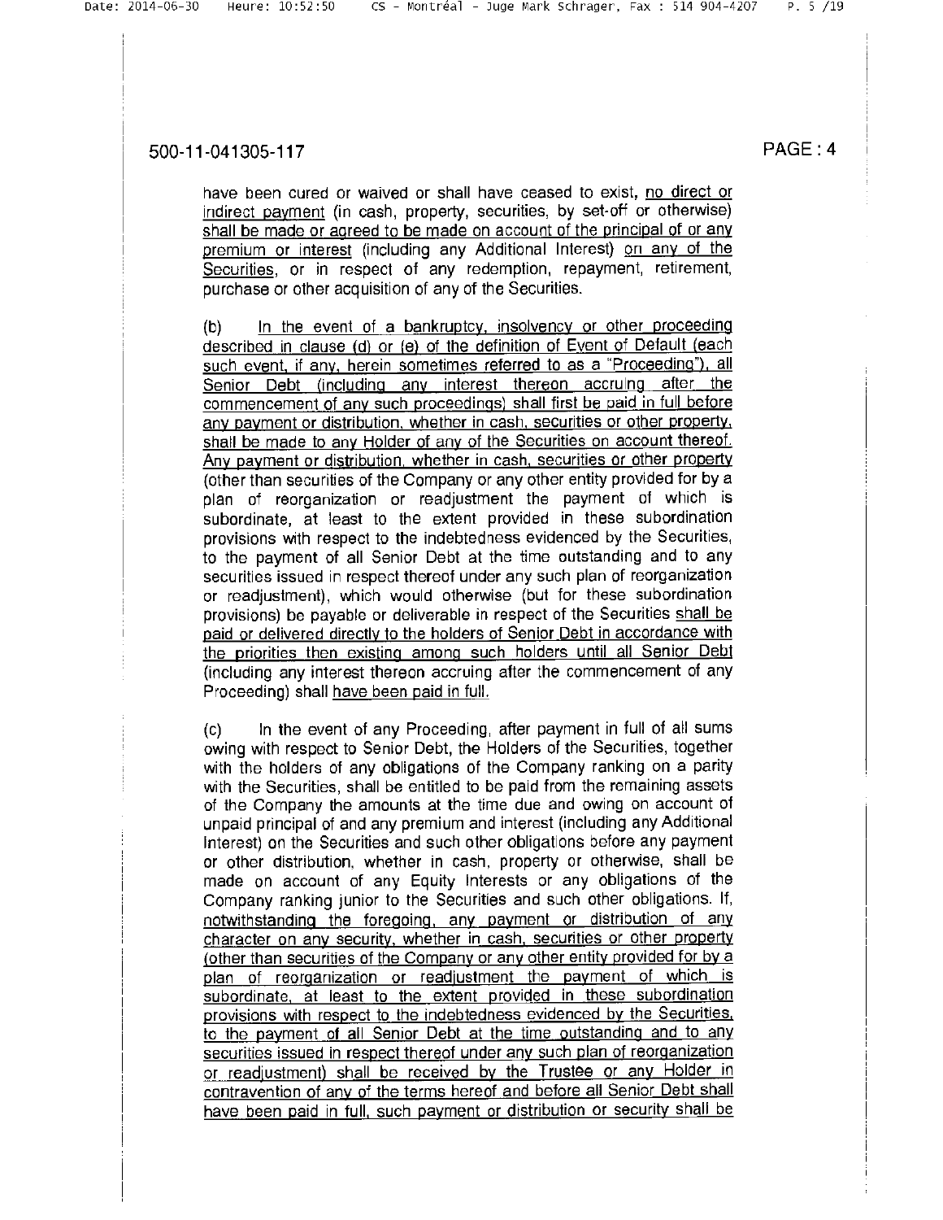have been cured or waived or shall have ceased to exist, <u>no direct or indirect payment</u> (in cash, property, securities, by set-off or otherwise) <u>shall be made or agreed to be made on account of the principal of or any premium or interest</u> (including any Additional Interest) <u>on any of the Securities</u>, or in respect of any redemption, repayment, retirement, purchase or other acquisition of any of the Securities.

(b) <u>In the event of a bankruptcy, insolvency or other proceeding described in clause (d) or (e) of the definition of Event of Default (each such event, if any, herein sometimes referred to as a "Proceeding"), all Senior Debt (including any interest thereon accruing after the commencement of any such proceedings) shall first be paid in full before any payment or distribution, whether in cash, securities or other property, shall be made to any Holder of any of the Securities on account thereof. Any payment or distribution, whether in cash, securities or other property</u> (other than securities of the Company or any other entity provided for by a plan of reorganization or readjustment the payment of which is subordinate, at least to the extent provided in these subordination provisions with respect to the indebtedness evidenced by the Securities, to the payment of all Senior Debt at the time outstanding and to any securities issued in respect thereof under any such plan of reorganization or readjustment), which would otherwise (but for these subordination provisions) be payable or deliverable in respect of the Securities <u>shall be paid or delivered directly to the holders of Senior Debt in accordance with the priorities then existing among such holders until all Senior Debt</u> (including any interest thereon accruing after the commencement of any Proceeding) shall <u>have been paid in full.</u>

(c) In the event of any Proceeding, after payment in full of all sums owing with respect to Senior Debt, the Holders of the Securities, together with the holders of any obligations of the Company ranking on a parity with the Securities, shall be entitled to be paid from the remaining assets of the Company the amounts at the time due and owing on account of unpaid principal of and any premium and interest (including any Additional Interest) on the Securities and such other obligations before any payment or other distribution, whether in cash, property or otherwise, shall be made on account of any Equity Interests or any obligations of the Company ranking junior to the Securities and such other obligations. If, <u>notwithstanding the foregoing, any payment or distribution of any character on any security, whether in cash, securities or other property (other than securities of the Company or any other entity provided for by a plan of reorganization or readjustment the payment of which is subordinate, at least to the extent provided in these subordination provisions with respect to the indebtedness evidenced by the Securities, to the payment of all Senior Debt at the time outstanding and to any securities issued in respect thereof under any such plan of reorganization or readjustment) shall be received by the Trustee or any Holder in contravention of any of the terms hereof and before all Senior Debt shall have been paid in full, such payment or distribution or security shall be</u>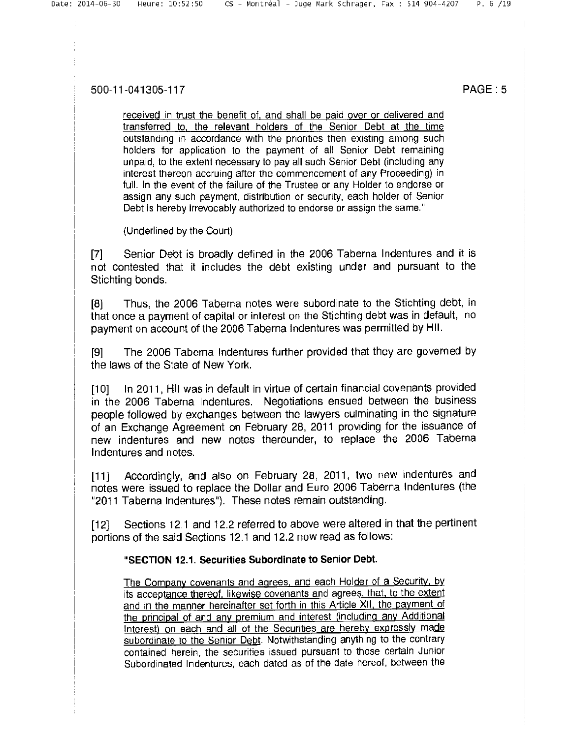received in trust the benefit of, and shall be paid over or delivered and transferred to, the relevant holders of the Senior Debt at the time outstanding in accordance with the priorities then existing among such holders for application to the payment of all Senior Debt remaining unpaid, to the extent necessary to pay all such Senior Debt (including any interest thereon accruing after the commencement of any Proceeding) in full. In the event of the failure of the Trustee or any Holder to endorse or assign any such payment, distribution or security, each holder of Senior Debt is hereby irrevocably authorized to endorse or assign the same."

(Underlined by the Court)

[7] Senior Debt is broadly defined in the 2006 Taberna Indentures and it is not contested that it includes the debt existing under and pursuant to the Stichting bonds.

[8] Thus, the 2006 Taberna notes were subordinate to the Stichting debt, in that once a payment of capital or interest on the Stichting debt was in default, no payment on account of the 2006 Taberna Indentures was permitted by HII.

[9] The 2006 Taberna Indentures further provided that they are governed by the laws of the State of New York.

[10] In 2011, HII was in default in virtue of certain financial covenants provided in the 2006 Taberna Indentures. Negotiations ensued between the business people followed by exchanges between the lawyers culminating in the signature of an Exchange Agreement on February 28, 2011 providing for the issuance of new indentures and new notes thereunder, to replace the 2006 Taberna Indentures and notes.

[11] Accordingly, and also on February 28, 2011, two new indentures and notes were issued to replace the Dollar and Euro 2006 Taberna Indentures (the "2011 Taberna Indentures"). These notes remain outstanding.

[12] Sections 12.1 and 12.2 referred to above were altered in that the pertinent portions of the said Sections 12.1 and 12.2 now read as follows:

**"SECTION 12.1. Securities Subordinate to Senior Debt.**

The Company covenants and agrees, and each Holder of a Security, by its acceptance thereof, likewise covenants and agrees, that, to the extent and in the manner hereinafter set forth in this Article XII, the payment of the principal of and any premium and interest (including any Additional Interest) on each and all of the Securities are hereby expressly made subordinate to the Senior Debt. Notwithstanding anything to the contrary contained herein, the securities issued pursuant to those certain Junior Subordinated Indentures, each dated as of the date hereof, between the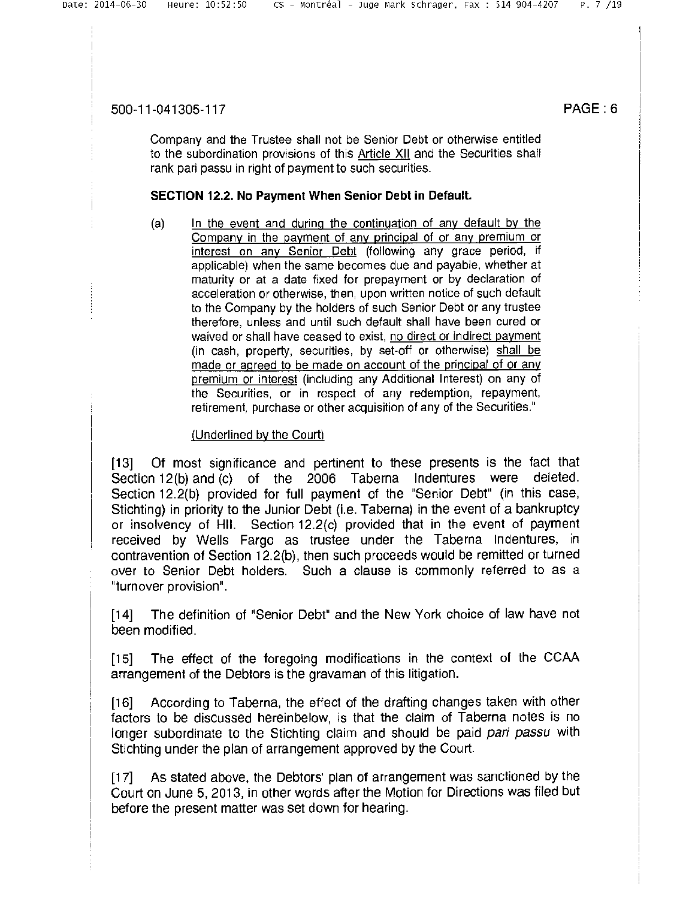Company and the Trustee shall not be Senior Debt or otherwise entitled to the subordination provisions of this Article XII and the Securities shall rank pari passu in right of payment to such securities.

**SECTION 12.2. No Payment When Senior Debt in Default.**

(a) In the event and during the continuation of any default by the Company in the payment of any principal of or any premium or interest on any Senior Debt (following any grace period, if applicable) when the same becomes due and payable, whether at maturity or at a date fixed for prepayment or by declaration of acceleration or otherwise, then, upon written notice of such default to the Company by the holders of such Senior Debt or any trustee therefore, unless and until such default shall have been cured or waived or shall have ceased to exist, no direct or indirect payment (in cash, property, securities, by set-off or otherwise) shall be made or agreed to be made on account of the principal of or any premium or interest (including any Additional Interest) on any of the Securities, or in respect of any redemption, repayment, retirement, purchase or other acquisition of any of the Securities."

(Underlined by the Court)

[13] Of most significance and pertinent to these presents is the fact that Section 12(b) and (c) of the 2006 Taberna Indentures were deleted. Section 12.2(b) provided for full payment of the "Senior Debt" (in this case, Stichting) in priority to the Junior Debt (i.e. Taberna) in the event of a bankruptcy or insolvency of HII. Section 12.2(c) provided that in the event of payment received by Wells Fargo as trustee under the Taberna Indentures, in contravention of Section 12.2(b), then such proceeds would be remitted or turned over to Senior Debt holders. Such a clause is commonly referred to as a "turnover provision".

[14] The definition of "Senior Debt" and the New York choice of law have not been modified.

[15] The effect of the foregoing modifications in the context of the CCAA arrangement of the Debtors is the gravaman of this litigation.

[16] According to Taberna, the effect of the drafting changes taken with other factors to be discussed hereinbelow, is that the claim of Taberna notes is no longer subordinate to the Stichting claim and should be paid *pari passu* with Stichting under the plan of arrangement approved by the Court.

[17] As stated above, the Debtors' plan of arrangement was sanctioned by the Court on June 5, 2013, in other words after the Motion for Directions was filed but before the present matter was set down for hearing.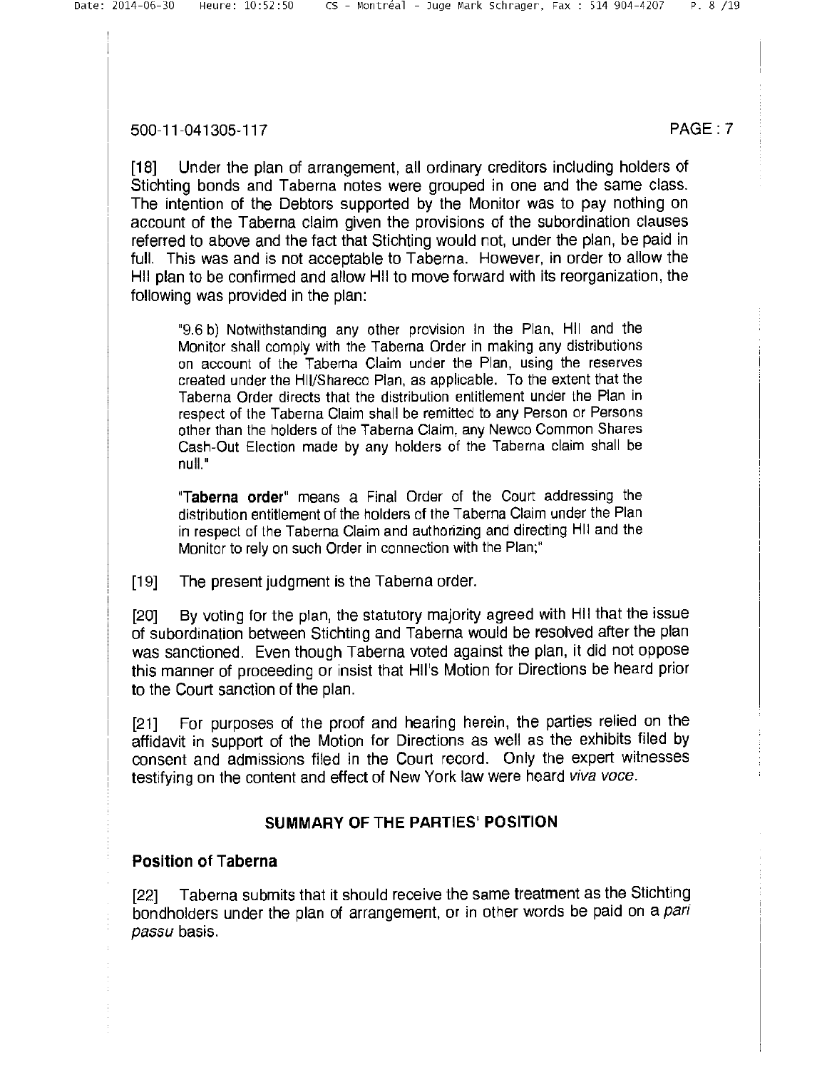[18] Under the plan of arrangement, all ordinary creditors including holders of Stichting bonds and Taberna notes were grouped in one and the same class. The intention of the Debtors supported by the Monitor was to pay nothing on account of the Taberna claim given the provisions of the subordination clauses referred to above and the fact that Stichting would not, under the plan, be paid in full. This was and is not acceptable to Taberna. However, in order to allow the HII plan to be confirmed and allow HII to move forward with its reorganization, the following was provided in the plan:

> "9.6 b) Notwithstanding any other provision in the Plan, HII and the Monitor shall comply with the Taberna Order in making any distributions on account of the Taberna Claim under the Plan, using the reserves created under the HII/Shareco Plan, as applicable. To the extent that the Taberna Order directs that the distribution entitlement under the Plan in respect of the Taberna Claim shall be remitted to any Person or Persons other than the holders of the Taberna Claim, any Newco Common Shares Cash-Out Election made by any holders of the Taberna claim shall be null."
>
> "**Taberna order**" means a Final Order of the Court addressing the distribution entitlement of the holders of the Taberna Claim under the Plan in respect of the Taberna Claim and authorizing and directing HII and the Monitor to rely on such Order in connection with the Plan;"

[19] The present judgment is the Taberna order.

[20] By voting for the plan, the statutory majority agreed with HII that the issue of subordination between Stichting and Taberna would be resolved after the plan was sanctioned. Even though Taberna voted against the plan, it did not oppose this manner of proceeding or insist that HII's Motion for Directions be heard prior to the Court sanction of the plan.

[21] For purposes of the proof and hearing herein, the parties relied on the affidavit in support of the Motion for Directions as well as the exhibits filed by consent and admissions filed in the Court record. Only the expert witnesses testifying on the content and effect of New York law were heard *viva voce*.

## SUMMARY OF THE PARTIES' POSITION

### Position of Taberna

[22] Taberna submits that it should receive the same treatment as the Stichting bondholders under the plan of arrangement, or in other words be paid on a *pari passu* basis.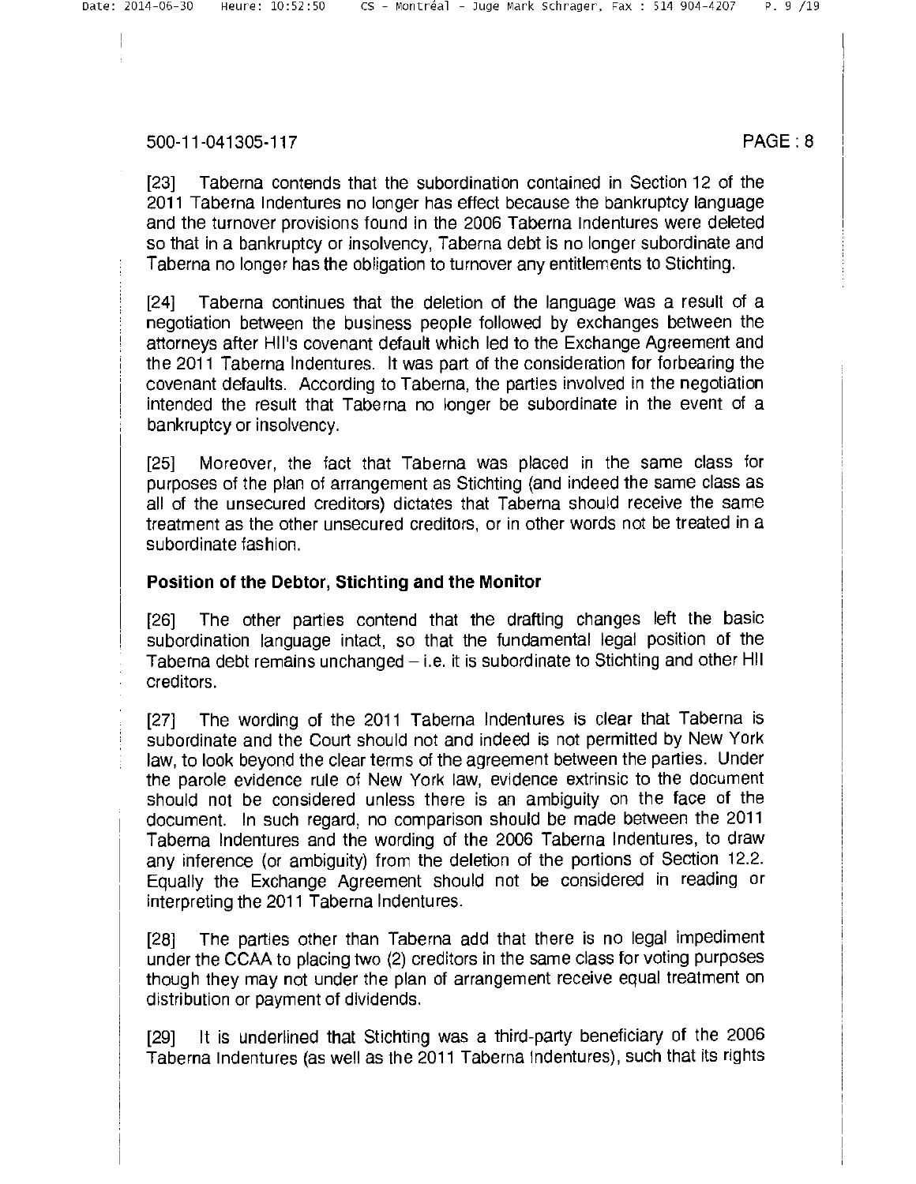[23] Taberna contends that the subordination contained in Section 12 of the 2011 Taberna Indentures no longer has effect because the bankruptcy language and the turnover provisions found in the 2006 Taberna Indentures were deleted so that in a bankruptcy or insolvency, Taberna debt is no longer subordinate and Taberna no longer has the obligation to turnover any entitlements to Stichting.

[24] Taberna continues that the deletion of the language was a result of a negotiation between the business people followed by exchanges between the attorneys after HII's covenant default which led to the Exchange Agreement and the 2011 Taberna Indentures. It was part of the consideration for forbearing the covenant defaults. According to Taberna, the parties involved in the negotiation intended the result that Taberna no longer be subordinate in the event of a bankruptcy or insolvency.

[25] Moreover, the fact that Taberna was placed in the same class for purposes of the plan of arrangement as Stichting (and indeed the same class as all of the unsecured creditors) dictates that Taberna should receive the same treatment as the other unsecured creditors, or in other words not be treated in a subordinate fashion.

**Position of the Debtor, Stichting and the Monitor**

[26] The other parties contend that the drafting changes left the basic subordination language intact, so that the fundamental legal position of the Taberna debt remains unchanged – i.e. it is subordinate to Stichting and other HII creditors.

[27] The wording of the 2011 Taberna Indentures is clear that Taberna is subordinate and the Court should not and indeed is not permitted by New York law, to look beyond the clear terms of the agreement between the parties. Under the parole evidence rule of New York law, evidence extrinsic to the document should not be considered unless there is an ambiguity on the face of the document. In such regard, no comparison should be made between the 2011 Taberna Indentures and the wording of the 2006 Taberna Indentures, to draw any inference (or ambiguity) from the deletion of the portions of Section 12.2. Equally the Exchange Agreement should not be considered in reading or interpreting the 2011 Taberna Indentures.

[28] The parties other than Taberna add that there is no legal impediment under the CCAA to placing two (2) creditors in the same class for voting purposes though they may not under the plan of arrangement receive equal treatment on distribution or payment of dividends.

[29] It is underlined that Stichting was a third-party beneficiary of the 2006 Taberna Indentures (as well as the 2011 Taberna Indentures), such that its rights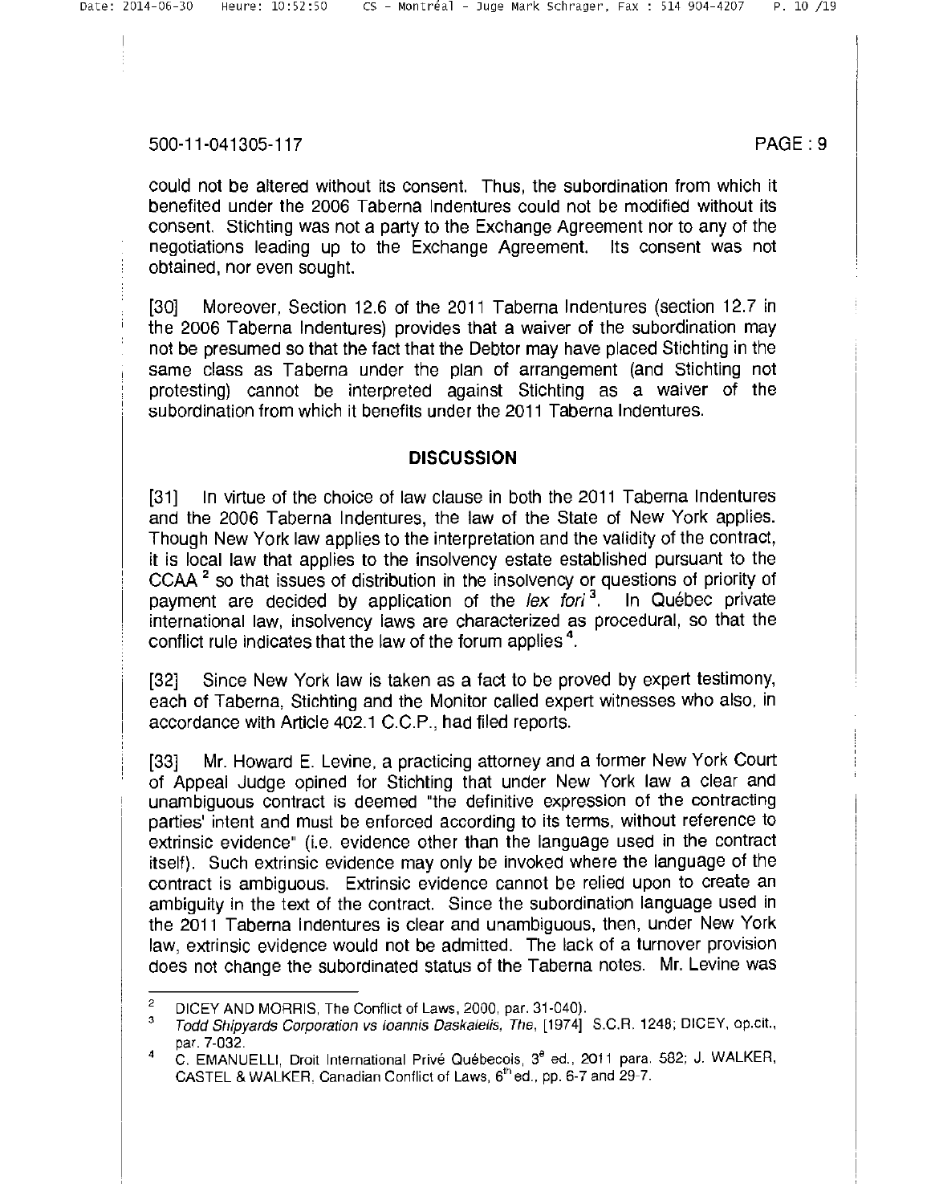could not be altered without its consent. Thus, the subordination from which it benefited under the 2006 Taberna Indentures could not be modified without its consent. Stichting was not a party to the Exchange Agreement nor to any of the negotiations leading up to the Exchange Agreement. Its consent was not obtained, nor even sought.

[30] Moreover, Section 12.6 of the 2011 Taberna Indentures (section 12.7 in the 2006 Taberna Indentures) provides that a waiver of the subordination may not be presumed so that the fact that the Debtor may have placed Stichting in the same class as Taberna under the plan of arrangement (and Stichting not protesting) cannot be interpreted against Stichting as a waiver of the subordination from which it benefits under the 2011 Taberna Indentures.

## DISCUSSION

[31] In virtue of the choice of law clause in both the 2011 Taberna Indentures and the 2006 Taberna Indentures, the law of the State of New York applies. Though New York law applies to the interpretation and the validity of the contract, it is local law that applies to the insolvency estate established pursuant to the CCAA [2] so that issues of distribution in the insolvency or questions of priority of payment are decided by application of the *lex fori* [3]. In Québec private international law, insolvency laws are characterized as procedural, so that the conflict rule indicates that the law of the forum applies [4].

[32] Since New York law is taken as a fact to be proved by expert testimony, each of Taberna, Stichting and the Monitor called expert witnesses who also, in accordance with Article 402.1 C.C.P., had filed reports.

[33] Mr. Howard E. Levine, a practicing attorney and a former New York Court of Appeal Judge opined for Stichting that under New York law a clear and unambiguous contract is deemed "the definitive expression of the contracting parties' intent and must be enforced according to its terms, without reference to extrinsic evidence" (i.e. evidence other than the language used in the contract itself). Such extrinsic evidence may only be invoked where the language of the contract is ambiguous. Extrinsic evidence cannot be relied upon to create an ambiguity in the text of the contract. Since the subordination language used in the 2011 Taberna Indentures is clear and unambiguous, then, under New York law, extrinsic evidence would not be admitted. The lack of a turnover provision does not change the subordinated status of the Taberna notes. Mr. Levine was

---

[2] DICEY AND MORRIS, The Conflict of Laws, 2000, par. 31-040).

[3] *Todd Shipyards Corporation vs Ioannis Daskalelis, The*, [1974] S.C.R. 1248; DICEY, op.cit., par. 7-032.

[4] C. EMANUELLI, Droit International Privé Québecois, 3e ed., 2011 para. 582; J. WALKER, CASTEL & WALKER, Canadian Conflict of Laws, 6th ed., pp. 6-7 and 29-7.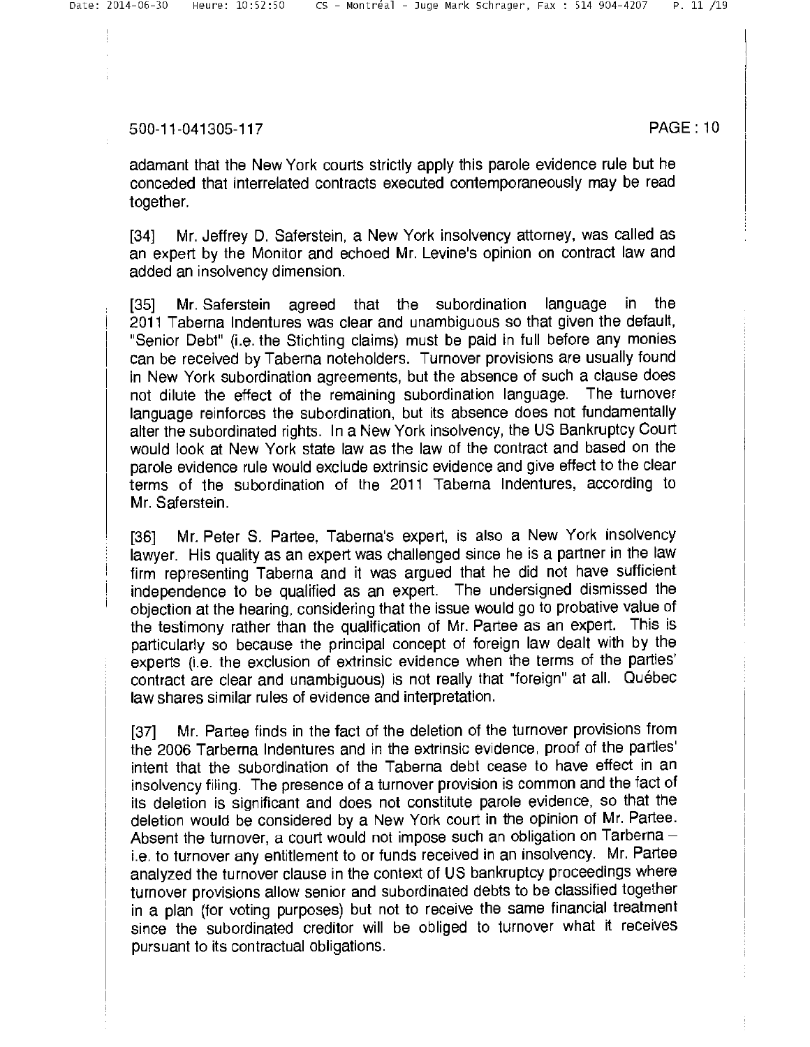adamant that the New York courts strictly apply this parole evidence rule but he conceded that interrelated contracts executed contemporaneously may be read together.

[34] Mr. Jeffrey D. Saferstein, a New York insolvency attorney, was called as an expert by the Monitor and echoed Mr. Levine's opinion on contract law and added an insolvency dimension.

[35] Mr. Saferstein agreed that the subordination language in the 2011 Taberna Indentures was clear and unambiguous so that given the default, "Senior Debt" (i.e. the Stichting claims) must be paid in full before any monies can be received by Taberna noteholders. Turnover provisions are usually found in New York subordination agreements, but the absence of such a clause does not dilute the effect of the remaining subordination language. The turnover language reinforces the subordination, but its absence does not fundamentally alter the subordinated rights. In a New York insolvency, the US Bankruptcy Court would look at New York state law as the law of the contract and based on the parole evidence rule would exclude extrinsic evidence and give effect to the clear terms of the subordination of the 2011 Taberna Indentures, according to Mr. Saferstein.

[36] Mr. Peter S. Partee, Taberna's expert, is also a New York insolvency lawyer. His quality as an expert was challenged since he is a partner in the law firm representing Taberna and it was argued that he did not have sufficient independence to be qualified as an expert. The undersigned dismissed the objection at the hearing, considering that the issue would go to probative value of the testimony rather than the qualification of Mr. Partee as an expert. This is particularly so because the principal concept of foreign law dealt with by the experts (i.e. the exclusion of extrinsic evidence when the terms of the parties' contract are clear and unambiguous) is not really that "foreign" at all. Québec law shares similar rules of evidence and interpretation.

[37] Mr. Partee finds in the fact of the deletion of the turnover provisions from the 2006 Tarberna Indentures and in the extrinsic evidence, proof of the parties' intent that the subordination of the Taberna debt cease to have effect in an insolvency filing. The presence of a turnover provision is common and the fact of its deletion is significant and does not constitute parole evidence, so that the deletion would be considered by a New York court in the opinion of Mr. Partee. Absent the turnover, a court would not impose such an obligation on Tarberna – i.e. to turnover any entitlement to or funds received in an insolvency. Mr. Partee analyzed the turnover clause in the context of US bankruptcy proceedings where turnover provisions allow senior and subordinated debts to be classified together in a plan (for voting purposes) but not to receive the same financial treatment since the subordinated creditor will be obliged to turnover what it receives pursuant to its contractual obligations.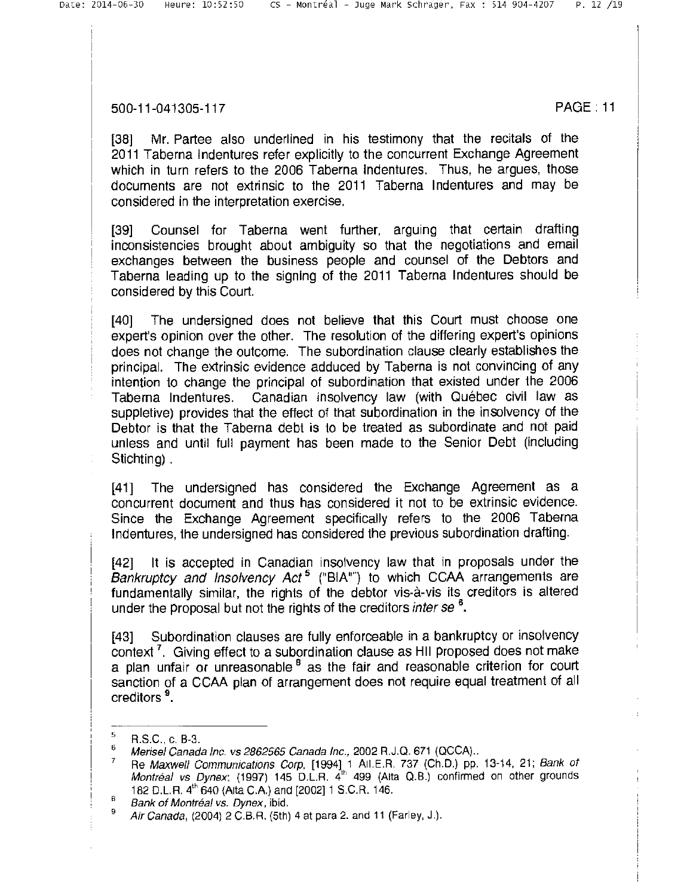500-11-041305-117

[38] Mr. Partee also underlined in his testimony that the recitals of the 2011 Taberna Indentures refer explicitly to the concurrent Exchange Agreement which in turn refers to the 2006 Taberna Indentures. Thus, he argues, those documents are not extrinsic to the 2011 Taberna Indentures and may be considered in the interpretation exercise.

[39] Counsel for Taberna went further, arguing that certain drafting inconsistencies brought about ambiguity so that the negotiations and email exchanges between the business people and counsel of the Debtors and Taberna leading up to the signing of the 2011 Taberna Indentures should be considered by this Court.

[40] The undersigned does not believe that this Court must choose one expert's opinion over the other. The resolution of the differing expert's opinions does not change the outcome. The subordination clause clearly establishes the principal. The extrinsic evidence adduced by Taberna is not convincing of any intention to change the principal of subordination that existed under the 2006 Taberna Indentures. Canadian insolvency law (with Québec civil law as suppletive) provides that the effect of that subordination in the insolvency of the Debtor is that the Taberna debt is to be treated as subordinate and not paid unless and until full payment has been made to the Senior Debt (including Stichting).

[41] The undersigned has considered the Exchange Agreement as a concurrent document and thus has considered it not to be extrinsic evidence. Since the Exchange Agreement specifically refers to the 2006 Taberna Indentures, the undersigned has considered the previous subordination drafting.

[42] It is accepted in Canadian insolvency law that in proposals under the *Bankruptcy and Insolvency Act*[5] ("BIA"") to which CCAA arrangements are fundamentally similar, the rights of the debtor vis-à-vis its creditors is altered under the proposal but not the rights of the creditors *inter se*[6].

[43] Subordination clauses are fully enforceable in a bankruptcy or insolvency context[7]. Giving effect to a subordination clause as HII proposed does not make a plan unfair or unreasonable[8] as the fair and reasonable criterion for court sanction of a CCAA plan of arrangement does not require equal treatment of all creditors[9].

---

[5] R.S.C., c. B-3.

[6] *Merisel Canada Inc. vs 2862565 Canada Inc.*, 2002 R.J.Q. 671 (QCCA)..

[7] Re *Maxwell Communications Corp*, [1994] 1 All.E.R. 737 (Ch.D.) pp. 13-14, 21; *Bank of Montréal vs Dynex*; (1997) 145 D.L.R. 4th 499 (Alta Q.B.) confirmed on other grounds 182 D.L.R. 4th 640 (Alta C.A.) and [2002] 1 S.C.R. 146.

[8] *Bank of Montréal vs. Dynex*, ibid.

[9] *Air Canada*, (2004) 2 C.B.R. (5th) 4 at para 2. and 11 (Farley, J.).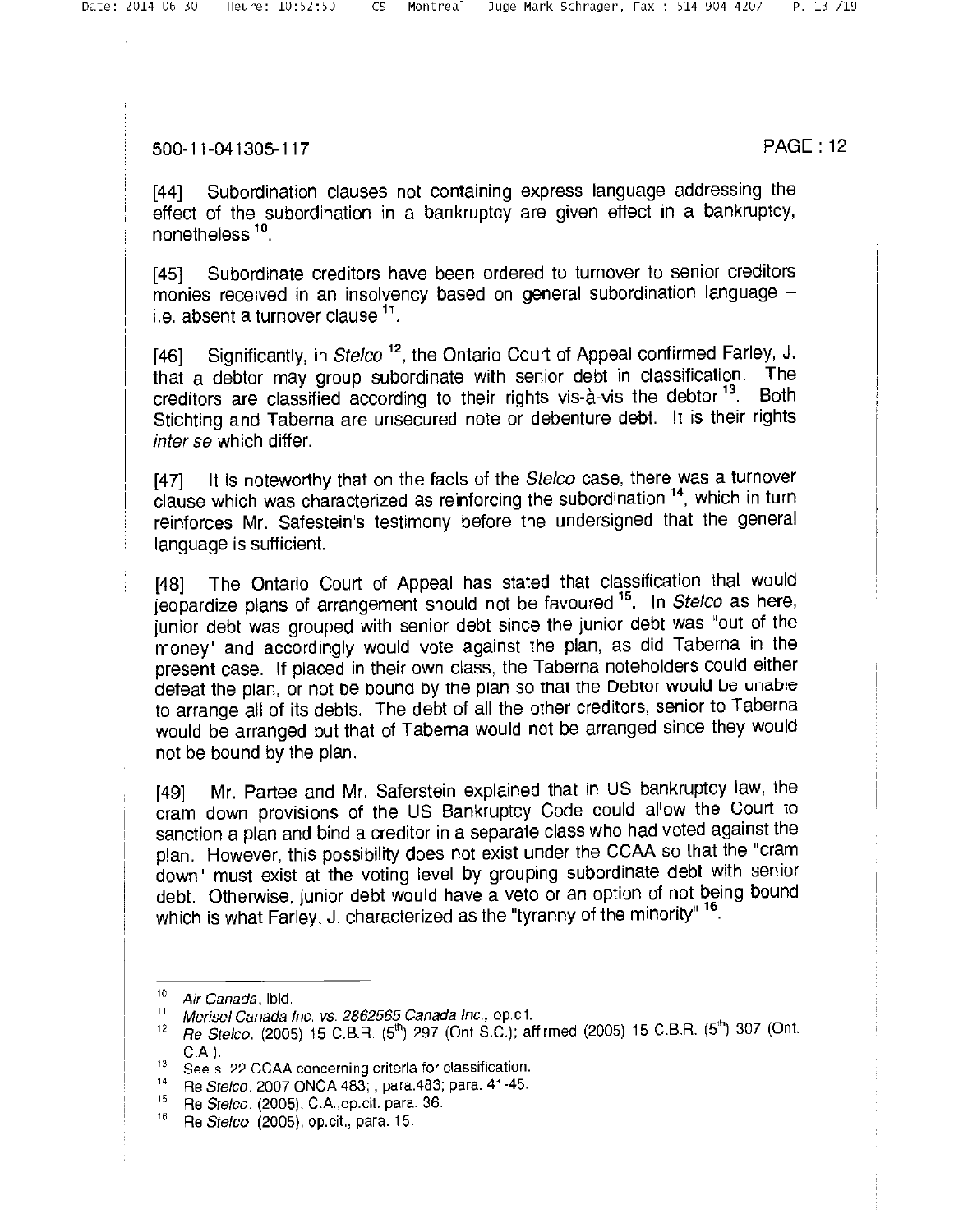[44] Subordination clauses not containing express language addressing the effect of the subordination in a bankruptcy are given effect in a bankruptcy, nonetheless [10].

[45] Subordinate creditors have been ordered to turnover to senior creditors monies received in an insolvency based on general subordination language – i.e. absent a turnover clause [11].

[46] Significantly, in *Stelco* [12], the Ontario Court of Appeal confirmed Farley, J. that a debtor may group subordinate with senior debt in classification. The creditors are classified according to their rights vis-à-vis the debtor [13]. Both Stichting and Taberna are unsecured note or debenture debt. It is their rights *inter se* which differ.

[47] It is noteworthy that on the facts of the *Stelco* case, there was a turnover clause which was characterized as reinforcing the subordination [14], which in turn reinforces Mr. Safestein's testimony before the undersigned that the general language is sufficient.

[48] The Ontario Court of Appeal has stated that classification that would jeopardize plans of arrangement should not be favoured [15]. In *Stelco* as here, junior debt was grouped with senior debt since the junior debt was "out of the money" and accordingly would vote against the plan, as did Taberna in the present case. If placed in their own class, the Taberna noteholders could either defeat the plan, or not be bound by the plan so that the Debtor would be unable to arrange all of its debts. The debt of all the other creditors, senior to Taberna would be arranged but that of Taberna would not be arranged since they would not be bound by the plan.

[49] Mr. Partee and Mr. Saferstein explained that in US bankruptcy law, the cram down provisions of the US Bankruptcy Code could allow the Court to sanction a plan and bind a creditor in a separate class who had voted against the plan. However, this possibility does not exist under the CCAA so that the "cram down" must exist at the voting level by grouping subordinate debt with senior debt. Otherwise, junior debt would have a veto or an option of not being bound which is what Farley, J. characterized as the "tyranny of the minority" [16].

---

[10] *Air Canada*, ibid.

[11] *Merisel Canada Inc. vs. 2862565 Canada Inc.*, op.cit.

[12] *Re Stelco*, (2005) 15 C.B.R. (5th) 297 (Ont S.C.); affirmed (2005) 15 C.B.R. (5th) 307 (Ont. C.A.).

[13] See s. 22 CCAA concerning criteria for classification.

[14] Re *Stelco*, 2007 ONCA 483; , para.483; para. 41-45.

[15] Re *Stelco*, (2005), C.A.,op.cit. para. 36.

[16] Re *Stelco*, (2005), op.cit., para. 15.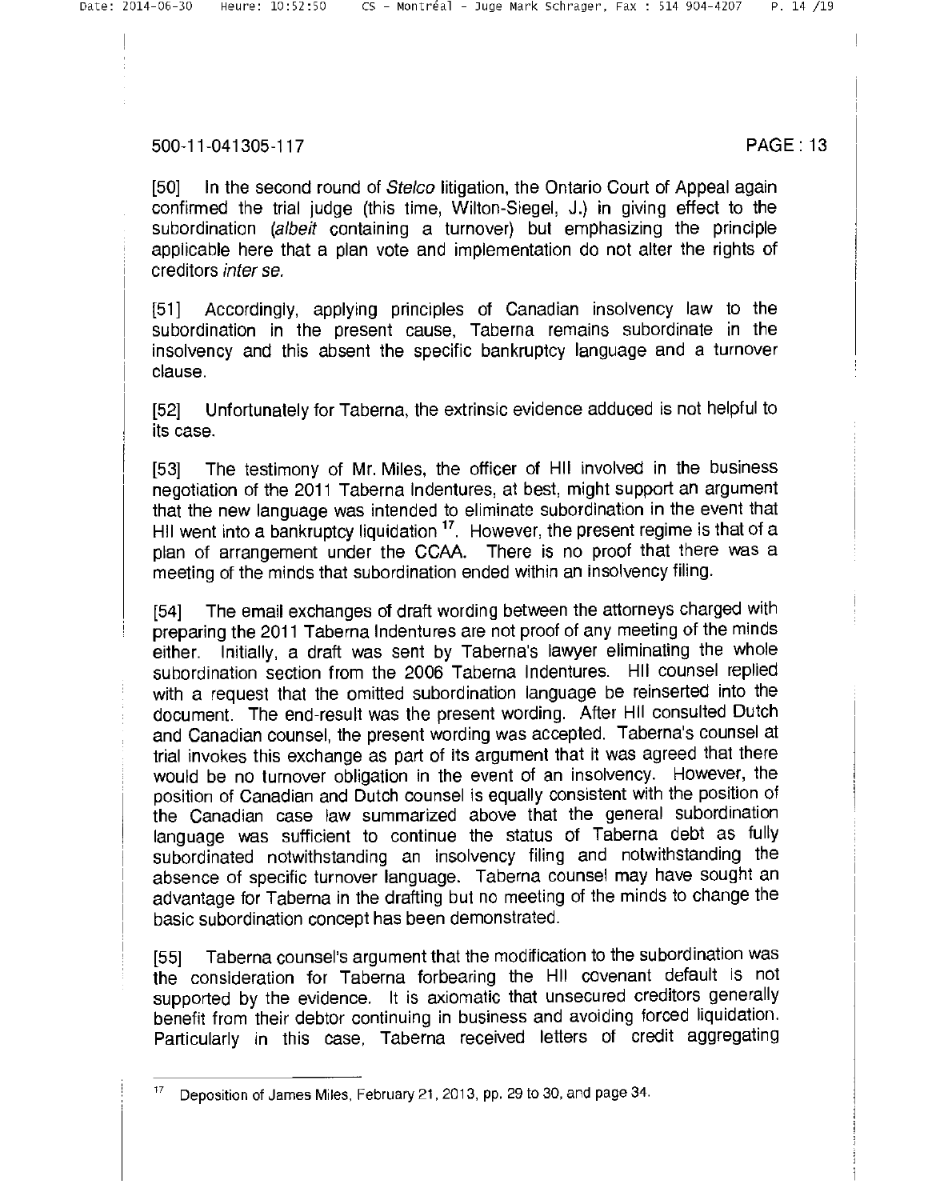[50] In the second round of *Stelco* litigation, the Ontario Court of Appeal again confirmed the trial judge (this time, Wilton-Siegel, J.) in giving effect to the subordination (*albeit* containing a turnover) but emphasizing the principle applicable here that a plan vote and implementation do not alter the rights of creditors *inter se.*

[51] Accordingly, applying principles of Canadian insolvency law to the subordination in the present cause, Taberna remains subordinate in the insolvency and this absent the specific bankruptcy language and a turnover clause.

[52] Unfortunately for Taberna, the extrinsic evidence adduced is not helpful to its case.

[53] The testimony of Mr. Miles, the officer of HII involved in the business negotiation of the 2011 Taberna Indentures, at best, might support an argument that the new language was intended to eliminate subordination in the event that HII went into a bankruptcy liquidation [17]. However, the present regime is that of a plan of arrangement under the CCAA. There is no proof that there was a meeting of the minds that subordination ended within an insolvency filing.

[54] The email exchanges of draft wording between the attorneys charged with preparing the 2011 Taberna Indentures are not proof of any meeting of the minds either. Initially, a draft was sent by Taberna's lawyer eliminating the whole subordination section from the 2006 Taberna Indentures. HII counsel replied with a request that the omitted subordination language be reinserted into the document. The end-result was the present wording. After HII consulted Dutch and Canadian counsel, the present wording was accepted. Taberna's counsel at trial invokes this exchange as part of its argument that it was agreed that there would be no turnover obligation in the event of an insolvency. However, the position of Canadian and Dutch counsel is equally consistent with the position of the Canadian case law summarized above that the general subordination language was sufficient to continue the status of Taberna debt as fully subordinated notwithstanding an insolvency filing and notwithstanding the absence of specific turnover language. Taberna counsel may have sought an advantage for Taberna in the drafting but no meeting of the minds to change the basic subordination concept has been demonstrated.

[55] Taberna counsel's argument that the modification to the subordination was the consideration for Taberna forbearing the HII covenant default is not supported by the evidence. It is axiomatic that unsecured creditors generally benefit from their debtor continuing in business and avoiding forced liquidation. Particularly in this case, Taberna received letters of credit aggregating

---

[17] Deposition of James Miles, February 21, 2013, pp. 29 to 30, and page 34.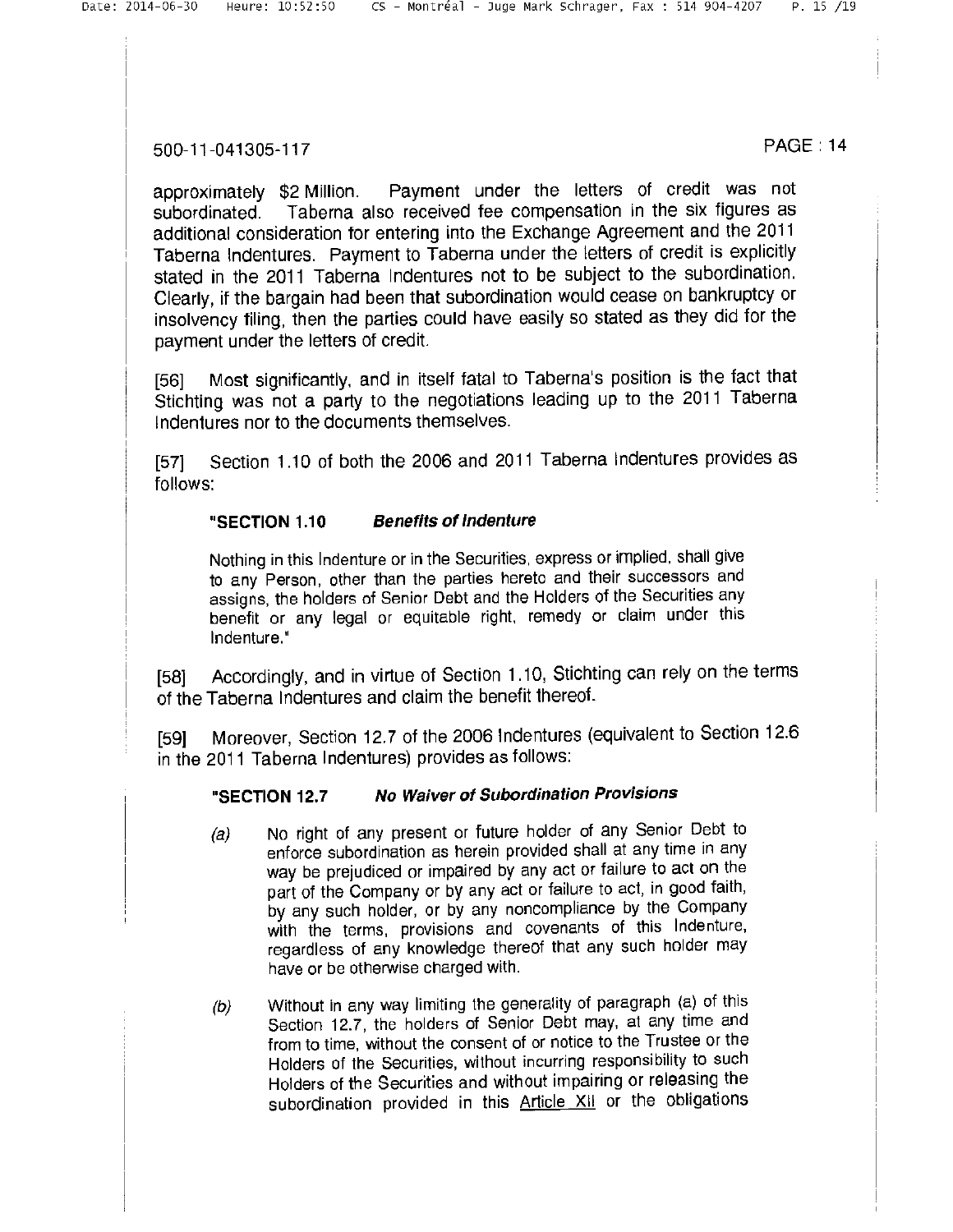approximately $2 Million. Payment under the letters of credit was not subordinated. Taberna also received fee compensation in the six figures as additional consideration for entering into the Exchange Agreement and the 2011 Taberna Indentures. Payment to Taberna under the letters of credit is explicitly stated in the 2011 Taberna Indentures not to be subject to the subordination. Clearly, if the bargain had been that subordination would cease on bankruptcy or insolvency filing, then the parties could have easily so stated as they did for the payment under the letters of credit.

[56] Most significantly, and in itself fatal to Taberna's position is the fact that Stichting was not a party to the negotiations leading up to the 2011 Taberna Indentures nor to the documents themselves.

[57] Section 1.10 of both the 2006 and 2011 Taberna Indentures provides as follows:

> "**SECTION 1.10** ***Benefits of Indenture***
>
> Nothing in this Indenture or in the Securities, express or implied, shall give to any Person, other than the parties hereto and their successors and assigns, the holders of Senior Debt and the Holders of the Securities any benefit or any legal or equitable right, remedy or claim under this Indenture."

[58] Accordingly, and in virtue of Section 1.10, Stichting can rely on the terms of the Taberna Indentures and claim the benefit thereof.

[59] Moreover, Section 12.7 of the 2006 Indentures (equivalent to Section 12.6 in the 2011 Taberna Indentures) provides as follows:

> "**SECTION 12.7** ***No Waiver of Subordination Provisions***
>
> *(a)* No right of any present or future holder of any Senior Debt to enforce subordination as herein provided shall at any time in any way be prejudiced or impaired by any act or failure to act on the part of the Company or by any act or failure to act, in good faith, by any such holder, or by any noncompliance by the Company with the terms, provisions and covenants of this Indenture, regardless of any knowledge thereof that any such holder may have or be otherwise charged with.
>
> *(b)* Without in any way limiting the generality of paragraph (a) of this Section 12.7, the holders of Senior Debt may, at any time and from to time, without the consent of or notice to the Trustee or the Holders of the Securities, without incurring responsibility to such Holders of the Securities and without impairing or releasing the subordination provided in this Article XII or the obligations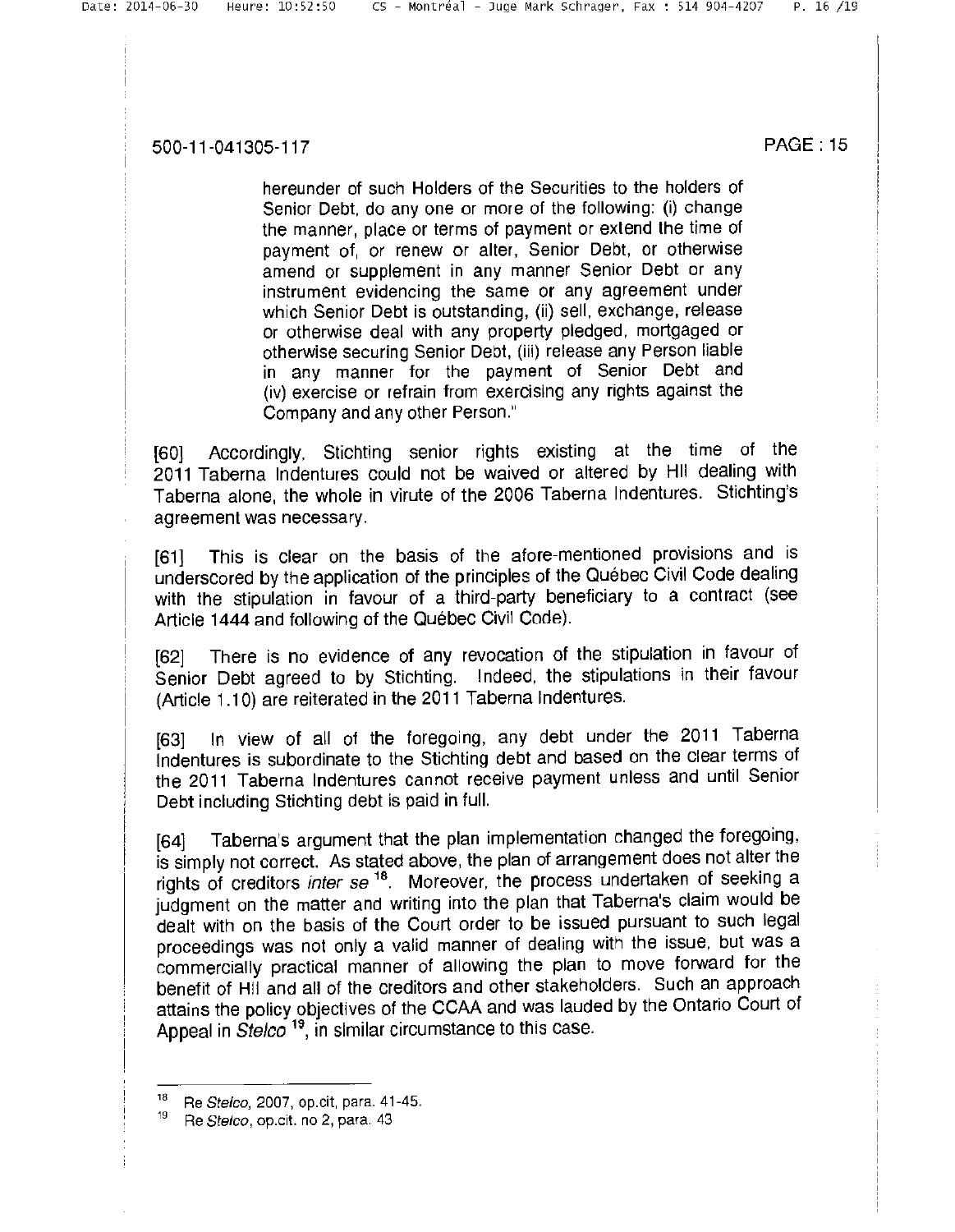> hereunder of such Holders of the Securities to the holders of Senior Debt, do any one or more of the following: (i) change the manner, place or terms of payment or extend the time of payment of, or renew or alter, Senior Debt, or otherwise amend or supplement in any manner Senior Debt or any instrument evidencing the same or any agreement under which Senior Debt is outstanding, (ii) sell, exchange, release or otherwise deal with any property pledged, mortgaged or otherwise securing Senior Debt, (iii) release any Person liable in any manner for the payment of Senior Debt and (iv) exercise or refrain from exercising any rights against the Company and any other Person."

[60] Accordingly, Stichting senior rights existing at the time of the 2011 Taberna Indentures could not be waived or altered by HII dealing with Taberna alone, the whole in virute of the 2006 Taberna Indentures. Stichting's agreement was necessary.

[61] This is clear on the basis of the afore-mentioned provisions and is underscored by the application of the principles of the Québec Civil Code dealing with the stipulation in favour of a third-party beneficiary to a contract (see Article 1444 and following of the Québec Civil Code).

[62] There is no evidence of any revocation of the stipulation in favour of Senior Debt agreed to by Stichting. Indeed, the stipulations in their favour (Article 1.10) are reiterated in the 2011 Taberna Indentures.

[63] In view of all of the foregoing, any debt under the 2011 Taberna Indentures is subordinate to the Stichting debt and based on the clear terms of the 2011 Taberna Indentures cannot receive payment unless and until Senior Debt including Stichting debt is paid in full.

[64] Taberna's argument that the plan implementation changed the foregoing, is simply not correct. As stated above, the plan of arrangement does not alter the rights of creditors *inter se*[18]. Moreover, the process undertaken of seeking a judgment on the matter and writing into the plan that Taberna's claim would be dealt with on the basis of the Court order to be issued pursuant to such legal proceedings was not only a valid manner of dealing with the issue, but was a commercially practical manner of allowing the plan to move forward for the benefit of HII and all of the creditors and other stakeholders. Such an approach attains the policy objectives of the CCAA and was lauded by the Ontario Court of Appeal in *Stelco*[19], in similar circumstance to this case.

---

[18] Re *Stelco*, 2007, op.cit, para. 41-45.

[19] Re *Stelco*, op.cit. no 2, para. 43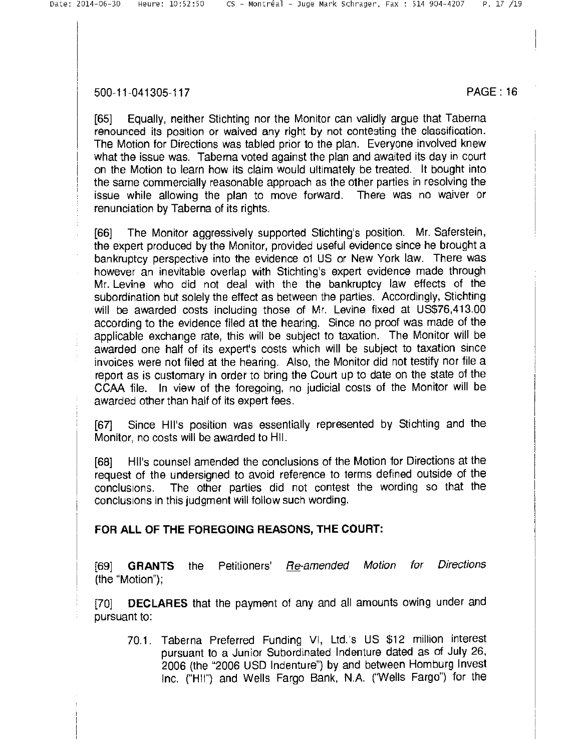[65] Equally, neither Stichting nor the Monitor can validly argue that Taberna renounced its position or waived any right by not contesting the classification. The Motion for Directions was tabled prior to the plan. Everyone involved knew what the issue was. Taberna voted against the plan and awaited its day in court on the Motion to learn how its claim would ultimately be treated. It bought into the same commercially reasonable approach as the other parties in resolving the issue while allowing the plan to move forward. There was no waiver or renunciation by Taberna of its rights.

[66] The Monitor aggressively supported Stichting's position. Mr. Saferstein, the expert produced by the Monitor, provided useful evidence since he brought a bankruptcy perspective into the evidence of US or New York law. There was however an inevitable overlap with Stichting's expert evidence made through Mr. Levine who did not deal with the the bankruptcy law effects of the subordination but solely the effect as between the parties. Accordingly, Stichting will be awarded costs including those of Mr. Levine fixed at US$76,413.00 according to the evidence filed at the hearing. Since no proof was made of the applicable exchange rate, this will be subject to taxation. The Monitor will be awarded one half of its expert's costs which will be subject to taxation since invoices were not filed at the hearing. Also, the Monitor did not testify nor file a report as is customary in order to bring the Court up to date on the state of the CCAA file. In view of the foregoing, no judicial costs of the Monitor will be awarded other than half of its expert fees.

[67] Since HII's position was essentially represented by Stichting and the Monitor, no costs will be awarded to HII.

[68] HII's counsel amended the conclusions of the Motion for Directions at the request of the undersigned to avoid reference to terms defined outside of the conclusions. The other parties did not contest the wording so that the conclusions in this judgment will follow such wording.

**FOR ALL OF THE FOREGOING REASONS, THE COURT:**

[69] **GRANTS** the Petitioners' *Re-amended Motion for Directions* (the "Motion");

[70] **DECLARES** that the payment of any and all amounts owing under and pursuant to:

70.1. Taberna Preferred Funding VI, Ltd.'s US $12 million interest pursuant to a Junior Subordinated Indenture dated as of July 26, 2006 (the "2006 USD Indenture") by and between Homburg Invest Inc. ("HII") and Wells Fargo Bank, N.A. ("Wells Fargo") for the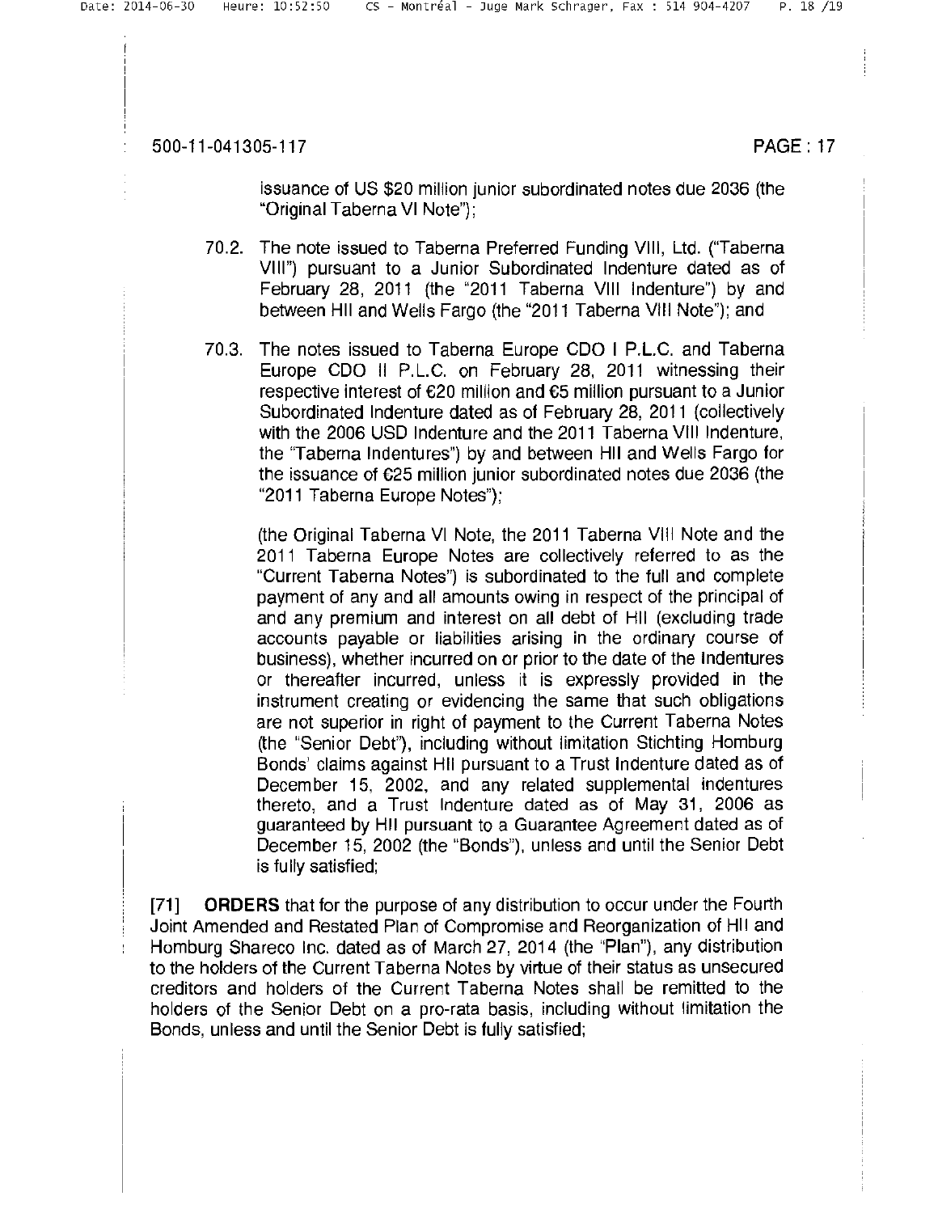issuance of US $20 million junior subordinated notes due 2036 (the "Original Taberna VI Note");

70.2. The note issued to Taberna Preferred Funding VIII, Ltd. ("Taberna VIII") pursuant to a Junior Subordinated Indenture dated as of February 28, 2011 (the "2011 Taberna VIII Indenture") by and between HII and Wells Fargo (the "2011 Taberna VIII Note"); and

70.3. The notes issued to Taberna Europe CDO I P.L.C. and Taberna Europe CDO II P.L.C. on February 28, 2011 witnessing their respective interest of €20 million and €5 million pursuant to a Junior Subordinated Indenture dated as of February 28, 2011 (collectively with the 2006 USD Indenture and the 2011 Taberna VIII Indenture, the "Taberna Indentures") by and between HII and Wells Fargo for the issuance of €25 million junior subordinated notes due 2036 (the "2011 Taberna Europe Notes");

(the Original Taberna VI Note, the 2011 Taberna VIII Note and the 2011 Taberna Europe Notes are collectively referred to as the "Current Taberna Notes") is subordinated to the full and complete payment of any and all amounts owing in respect of the principal of and any premium and interest on all debt of HII (excluding trade accounts payable or liabilities arising in the ordinary course of business), whether incurred on or prior to the date of the Indentures or thereafter incurred, unless it is expressly provided in the instrument creating or evidencing the same that such obligations are not superior in right of payment to the Current Taberna Notes (the "Senior Debt"), including without limitation Stichting Homburg Bonds' claims against HII pursuant to a Trust Indenture dated as of December 15, 2002, and any related supplemental indentures thereto, and a Trust Indenture dated as of May 31, 2006 as guaranteed by HII pursuant to a Guarantee Agreement dated as of December 15, 2002 (the "Bonds"), unless and until the Senior Debt is fully satisfied;

[71] **ORDERS** that for the purpose of any distribution to occur under the Fourth Joint Amended and Restated Plan of Compromise and Reorganization of HII and Homburg Shareco Inc. dated as of March 27, 2014 (the "Plan"), any distribution to the holders of the Current Taberna Notes by virtue of their status as unsecured creditors and holders of the Current Taberna Notes shall be remitted to the holders of the Senior Debt on a pro-rata basis, including without limitation the Bonds, unless and until the Senior Debt is fully satisfied;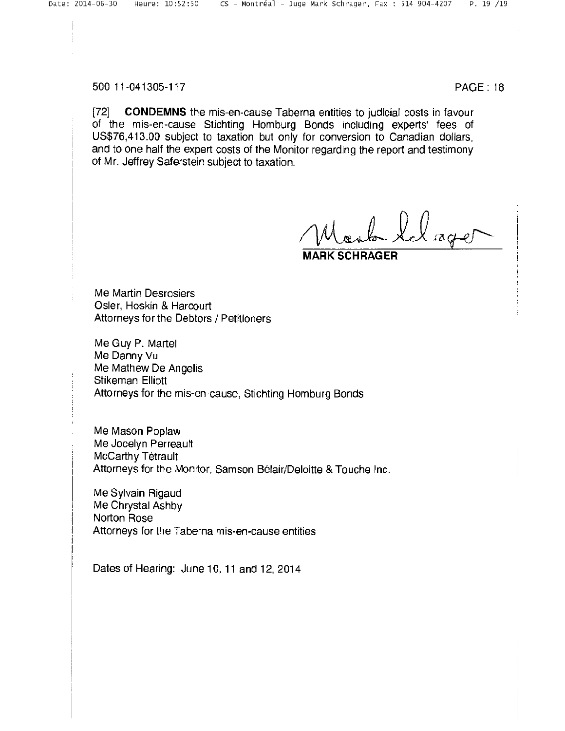[72] **CONDEMNS** the mis-en-cause Taberna entities to judicial costs in favour of the mis-en-cause Stichting Homburg Bonds including experts' fees of US$76,413.00 subject to taxation but only for conversion to Canadian dollars, and to one half the expert costs of the Monitor regarding the report and testimony of Mr. Jeffrey Saferstein subject to taxation.

**MARK SCHRAGER**

Me Martin Desrosiers
Osler, Hoskin & Harcourt
Attorneys for the Debtors / Petitioners

Me Guy P. Martel
Me Danny Vu
Me Mathew De Angelis
Stikeman Elliott
Attorneys for the mis-en-cause, Stichting Homburg Bonds

Me Mason Poplaw
Me Jocelyn Perreault
McCarthy Tétrault
Attorneys for the Monitor, Samson Bélair/Deloitte & Touche Inc.

Me Sylvain Rigaud
Me Chrystal Ashby
Norton Rose
Attorneys for the Taberna mis-en-cause entities

Dates of Hearing: June 10, 11 and 12, 2014